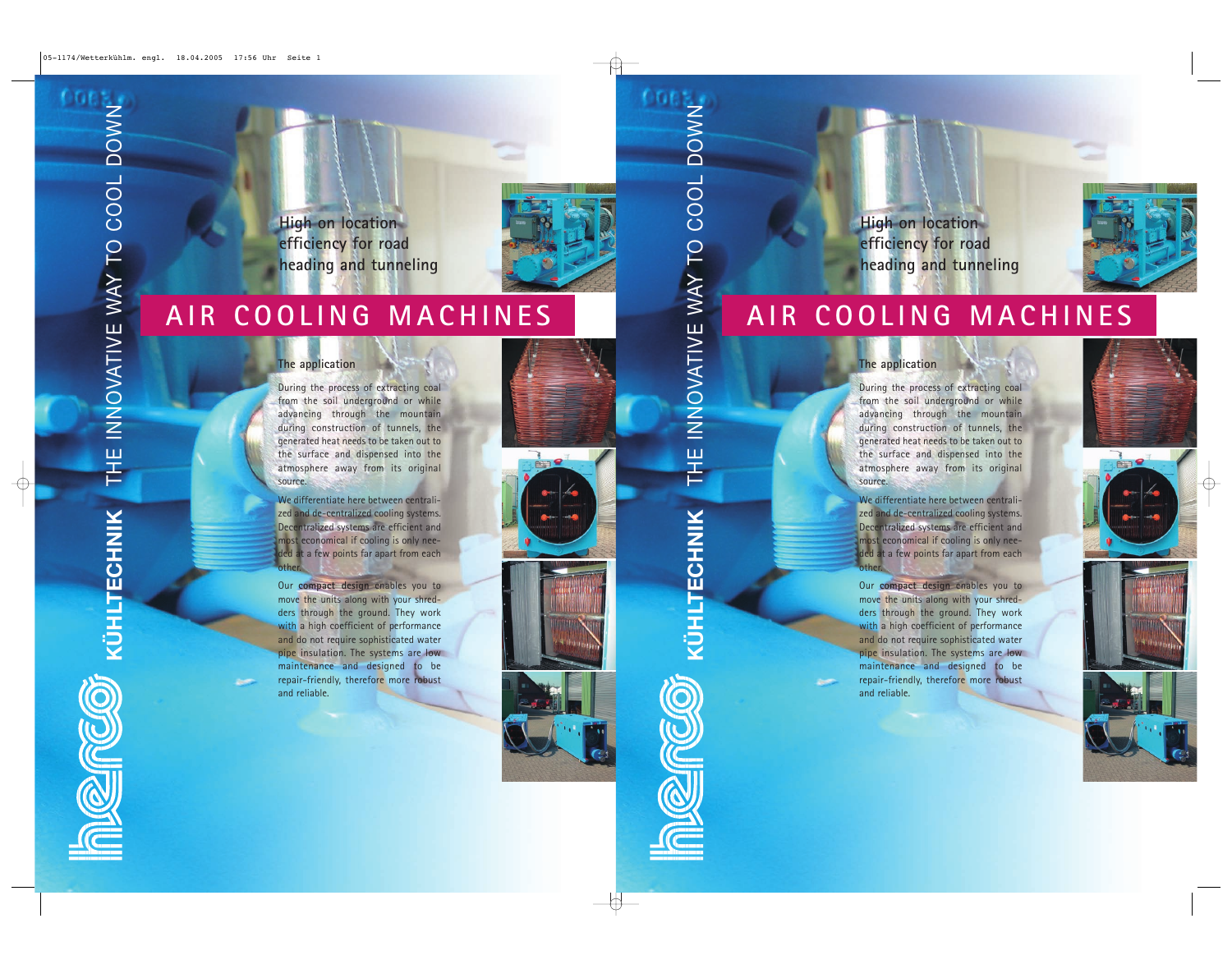KÜHLTECHNIK THE INNOVATIVE WAY TO COOL DOWN

High on location efficiency for road heading and tunneling

# AIR COOLING MACHINES

## The application

During the process of extracting coal from the soil underground or while advancing through the mountain during construction of tunnels, the generated heat needs to be taken out to the surface and dispensed into the atmosphere away from its original source.

We differentiate here between centralized and de-centralized cooling systems. Decentralized systems are efficient and most economical if cooling is only needed at a few points far apart from each other.

Our compact design enables you to move the units along with your shredders through the ground. They work with a high coefficient of performance and do not require sophisticated water pipe insulation. The systems are low maintenance and designed to be repair-friendly, therefore more robust and reliable.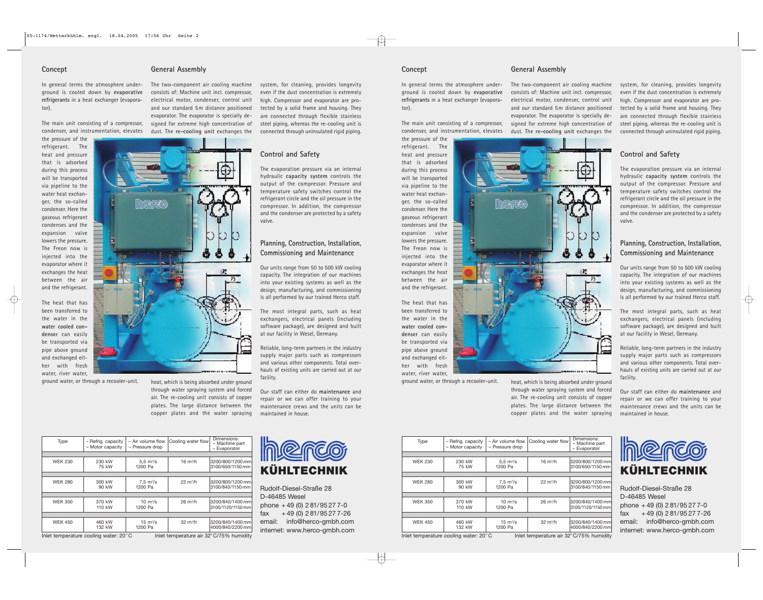## Concept

In general terms the atmosphere underground is cooled down by **evaporative refrigerants** in a heat exchanger (evaporator).

The main unit consisting of a compressor, condenser, and instrumentation, elevates the pressure of the refrigerant. The heat and pressure that is adsorbed during this process will be transported via pipeline to the water heat exchanger, the so-called condenser. Here the gaseous refrigerant condenses and the expansion valve lowers the pressure. The Freon now is injected into the evaporator where it exchanges the heat between the air and the refrigerant.

The heat that has been transferred to the water in the **water cooled condenser** can easily be transported via pipe above ground and exchanged either with fresh water, river water, ground water, or through a recooler-unit.

## General Assembly

The two-component air cooling machine consists of: Machine unit incl. compressor, electrical motor, condenser, control unit and our standard 5 m distance positioned evaporator. The evaporator is specially designed for extreme high concentration of dust. The **re-cooling unit** exchanges the heat, which is being absorbed under ground through water spraying system and forced air. The re-cooling unit consists of copper plates. The large distance between the copper plates and the water spraying system, for cleaning, provides longevity even if the dust concentration is extremely high. Compressor and evaporator are protected by a solid frame and housing. They are connected through flexible stainless steel piping, whereas the re-cooling unit is connected through uninsulated rigid piping.

## Control and Safety

The evaporation pressure via an internal hydraulic **capacity system** controls the output of the compressor. Pressure and temperature safety switches control the refrigerant circle and the oil pressure in the compressor. In addition, the compressor and the condenser are protected by a safety valve.

## Planning, Construction, Installation, Commissioning and Maintenance

Our units range from 50 to 500 kW cooling capacity. The integration of our machines into your existing systems as well as the design, manufacturing, and commissioning is all performed by our trained Herco staff.

The most integral parts, such as heat exchangers, electrical panels (including software package), are designed and built at our facility in Wesel, Germany.

Reliable, long-term partners in the industry supply major parts such as compressors and various other components. Total overhauls of existing units are carried out at our facility.

Our staff can either do **maintenance** and repair or we can offer training to your maintenance crews and the units can be maintained in house.

| Type | – Refrig. capacity<br>– Motor capacity | – Air volume flow<br>– Pressure drop | Cooling water flow | Dimensions:<br>– Machine part<br>– Evaporator |
|---|---|---|---|---|
| WEK 230 | 230 kW<br>75 kW | 5,5 m³/s<br>1200 Pa | 16 m³/h | 3200/800/1200 mm<br>3100/650/1150 mm |
| WEK 280 | 300 kW<br>90 kW | 7,5 m³/s<br>1200 Pa | 22 m³/h | 3200/800/1200 mm<br>3100/840/1150 mm |
| WEK 350 | 370 kW<br>110 kW | 10 m³/s<br>1200 Pa | 26 m³/h | 3200/840/1400 mm<br>3100/1120/1150 mm |
| WEK 450 | 460 kW<br>132 kW | 15 m³/s<br>1200 Pa | 32 m³/h | 3200/840/1400 mm<br>4000/840/2200 mm |

Inlet temperature cooling water: 20° C    Inlet temperature air 32° C/75% humidity

herco KÜHLTECHNIK

Rudolf-Diesel-Straße 28
D-46485 Wesel
phone +49 (0) 281/95277-0
fax +49 (0) 281/95277-26
email: info@herco-gmbh.com
internet: www.herco-gmbh.com